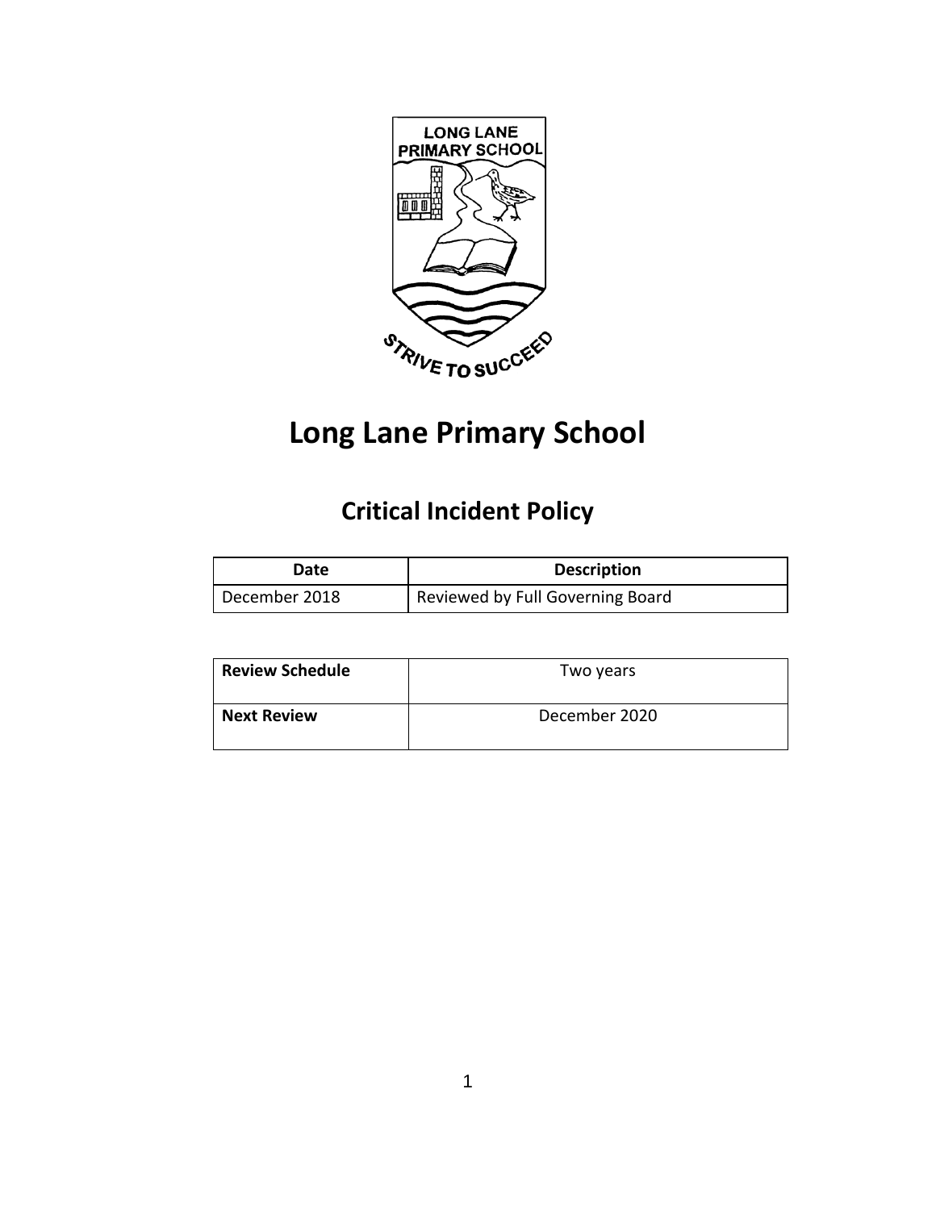# Long Lane Primary School

## Critical Incident Policy

| Date | Description |
| --- | --- |
| December 2018 | Reviewed by Full Governing Board |

| | |
| --- | --- |
| **Review Schedule** | Two years |
| **Next Review** | December 2020 |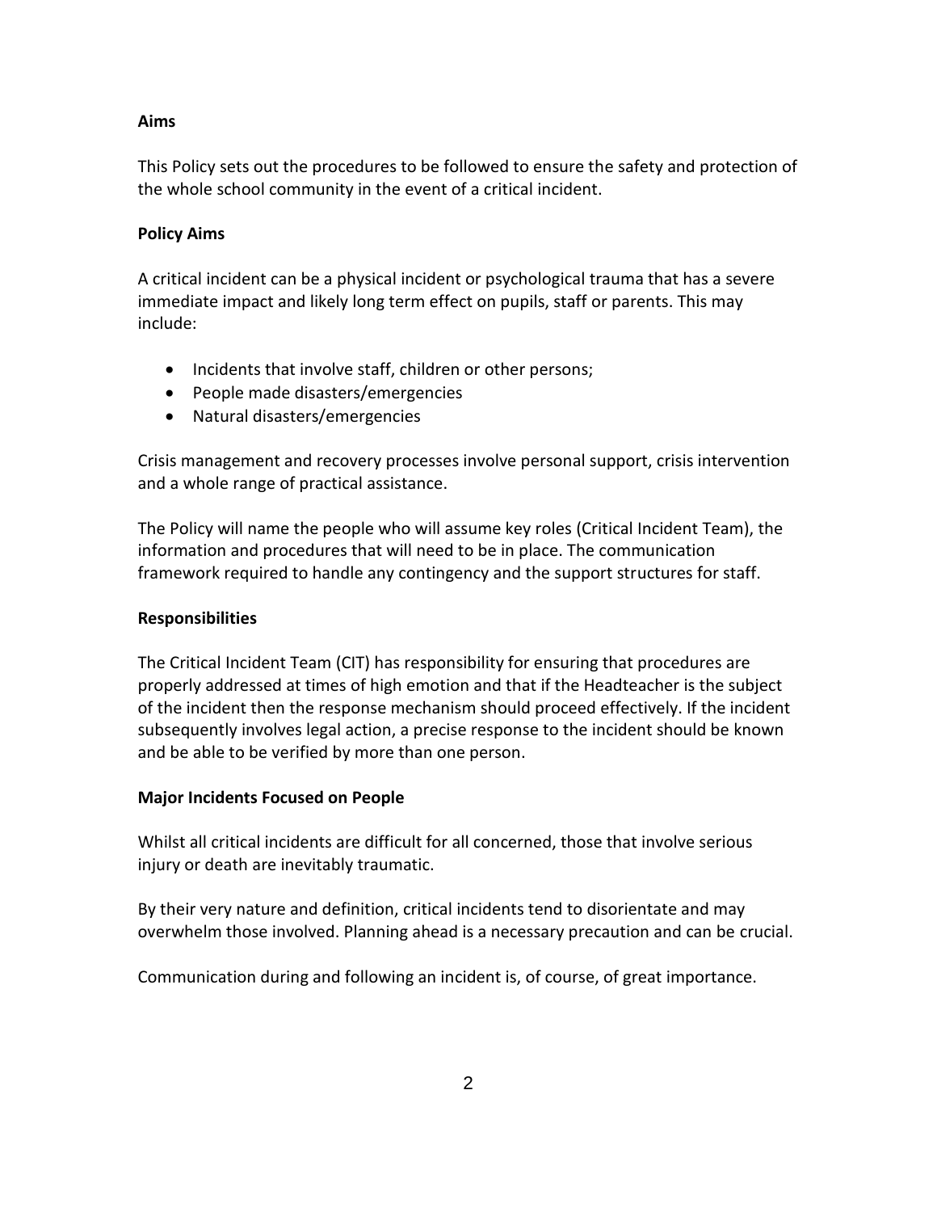**Aims**

This Policy sets out the procedures to be followed to ensure the safety and protection of the whole school community in the event of a critical incident.

**Policy Aims**

A critical incident can be a physical incident or psychological trauma that has a severe immediate impact and likely long term effect on pupils, staff or parents. This may include:

- Incidents that involve staff, children or other persons;
- People made disasters/emergencies
- Natural disasters/emergencies

Crisis management and recovery processes involve personal support, crisis intervention and a whole range of practical assistance.

The Policy will name the people who will assume key roles (Critical Incident Team), the information and procedures that will need to be in place. The communication framework required to handle any contingency and the support structures for staff.

**Responsibilities**

The Critical Incident Team (CIT) has responsibility for ensuring that procedures are properly addressed at times of high emotion and that if the Headteacher is the subject of the incident then the response mechanism should proceed effectively. If the incident subsequently involves legal action, a precise response to the incident should be known and be able to be verified by more than one person.

**Major Incidents Focused on People**

Whilst all critical incidents are difficult for all concerned, those that involve serious injury or death are inevitably traumatic.

By their very nature and definition, critical incidents tend to disorientate and may overwhelm those involved. Planning ahead is a necessary precaution and can be crucial.

Communication during and following an incident is, of course, of great importance.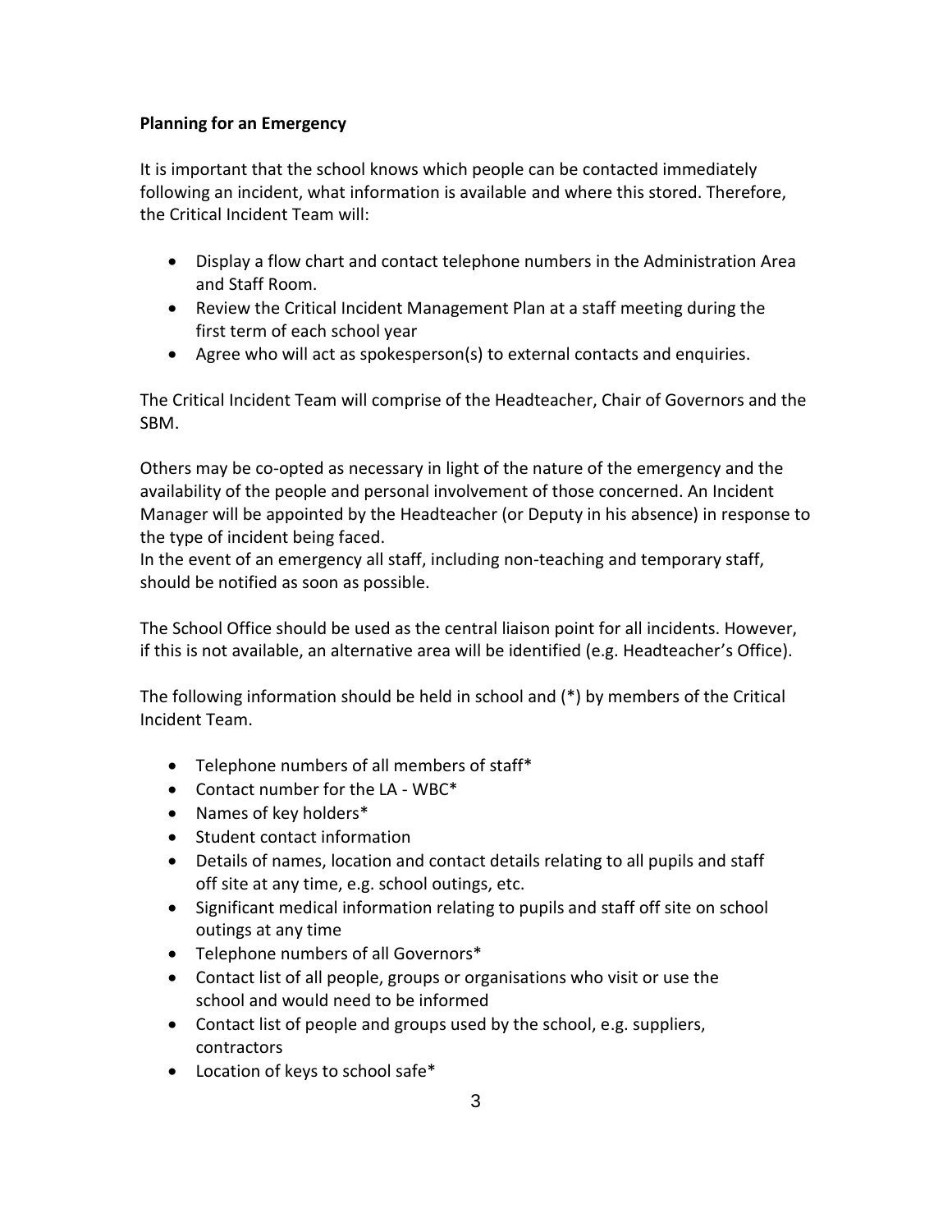**Planning for an Emergency**

It is important that the school knows which people can be contacted immediately following an incident, what information is available and where this stored. Therefore, the Critical Incident Team will:

- Display a flow chart and contact telephone numbers in the Administration Area and Staff Room.
- Review the Critical Incident Management Plan at a staff meeting during the first term of each school year
- Agree who will act as spokesperson(s) to external contacts and enquiries.

The Critical Incident Team will comprise of the Headteacher, Chair of Governors and the SBM.

Others may be co-opted as necessary in light of the nature of the emergency and the availability of the people and personal involvement of those concerned. An Incident Manager will be appointed by the Headteacher (or Deputy in his absence) in response to the type of incident being faced.
In the event of an emergency all staff, including non-teaching and temporary staff, should be notified as soon as possible.

The School Office should be used as the central liaison point for all incidents. However, if this is not available, an alternative area will be identified (e.g. Headteacher's Office).

The following information should be held in school and (*) by members of the Critical Incident Team.

- Telephone numbers of all members of staff*
- Contact number for the LA - WBC*
- Names of key holders*
- Student contact information
- Details of names, location and contact details relating to all pupils and staff off site at any time, e.g. school outings, etc.
- Significant medical information relating to pupils and staff off site on school outings at any time
- Telephone numbers of all Governors*
- Contact list of all people, groups or organisations who visit or use the school and would need to be informed
- Contact list of people and groups used by the school, e.g. suppliers, contractors
- Location of keys to school safe*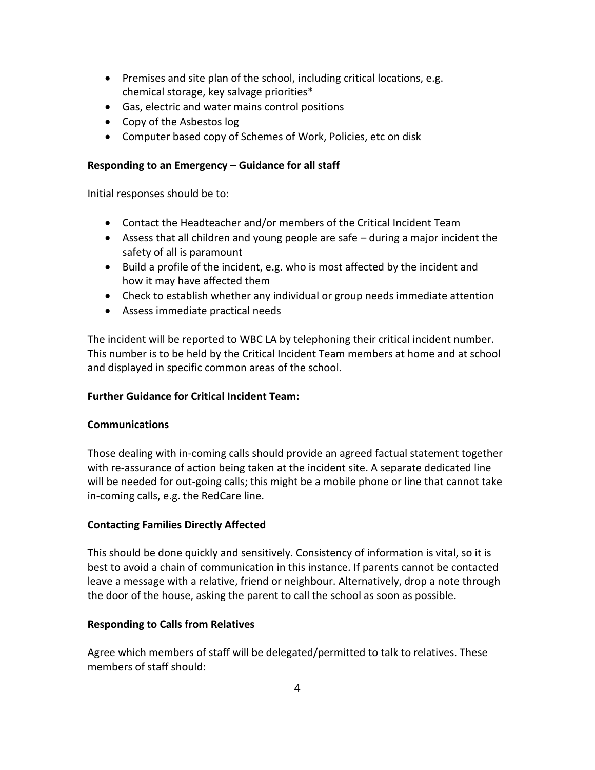- Premises and site plan of the school, including critical locations, e.g. chemical storage, key salvage priorities*
- Gas, electric and water mains control positions
- Copy of the Asbestos log
- Computer based copy of Schemes of Work, Policies, etc on disk

**Responding to an Emergency – Guidance for all staff**

Initial responses should be to:

- Contact the Headteacher and/or members of the Critical Incident Team
- Assess that all children and young people are safe – during a major incident the safety of all is paramount
- Build a profile of the incident, e.g. who is most affected by the incident and how it may have affected them
- Check to establish whether any individual or group needs immediate attention
- Assess immediate practical needs

The incident will be reported to WBC LA by telephoning their critical incident number. This number is to be held by the Critical Incident Team members at home and at school and displayed in specific common areas of the school.

**Further Guidance for Critical Incident Team:**

**Communications**

Those dealing with in-coming calls should provide an agreed factual statement together with re-assurance of action being taken at the incident site. A separate dedicated line will be needed for out-going calls; this might be a mobile phone or line that cannot take in-coming calls, e.g. the RedCare line.

**Contacting Families Directly Affected**

This should be done quickly and sensitively. Consistency of information is vital, so it is best to avoid a chain of communication in this instance. If parents cannot be contacted leave a message with a relative, friend or neighbour. Alternatively, drop a note through the door of the house, asking the parent to call the school as soon as possible.

**Responding to Calls from Relatives**

Agree which members of staff will be delegated/permitted to talk to relatives. These members of staff should: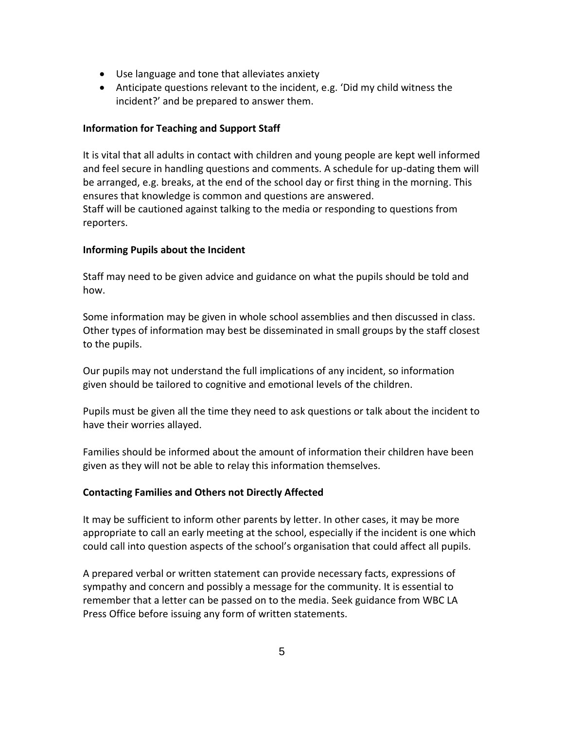- Use language and tone that alleviates anxiety
- Anticipate questions relevant to the incident, e.g. 'Did my child witness the incident?' and be prepared to answer them.

**Information for Teaching and Support Staff**

It is vital that all adults in contact with children and young people are kept well informed and feel secure in handling questions and comments. A schedule for up-dating them will be arranged, e.g. breaks, at the end of the school day or first thing in the morning. This ensures that knowledge is common and questions are answered.
Staff will be cautioned against talking to the media or responding to questions from reporters.

**Informing Pupils about the Incident**

Staff may need to be given advice and guidance on what the pupils should be told and how.

Some information may be given in whole school assemblies and then discussed in class. Other types of information may best be disseminated in small groups by the staff closest to the pupils.

Our pupils may not understand the full implications of any incident, so information given should be tailored to cognitive and emotional levels of the children.

Pupils must be given all the time they need to ask questions or talk about the incident to have their worries allayed.

Families should be informed about the amount of information their children have been given as they will not be able to relay this information themselves.

**Contacting Families and Others not Directly Affected**

It may be sufficient to inform other parents by letter. In other cases, it may be more appropriate to call an early meeting at the school, especially if the incident is one which could call into question aspects of the school's organisation that could affect all pupils.

A prepared verbal or written statement can provide necessary facts, expressions of sympathy and concern and possibly a message for the community. It is essential to remember that a letter can be passed on to the media. Seek guidance from WBC LA Press Office before issuing any form of written statements.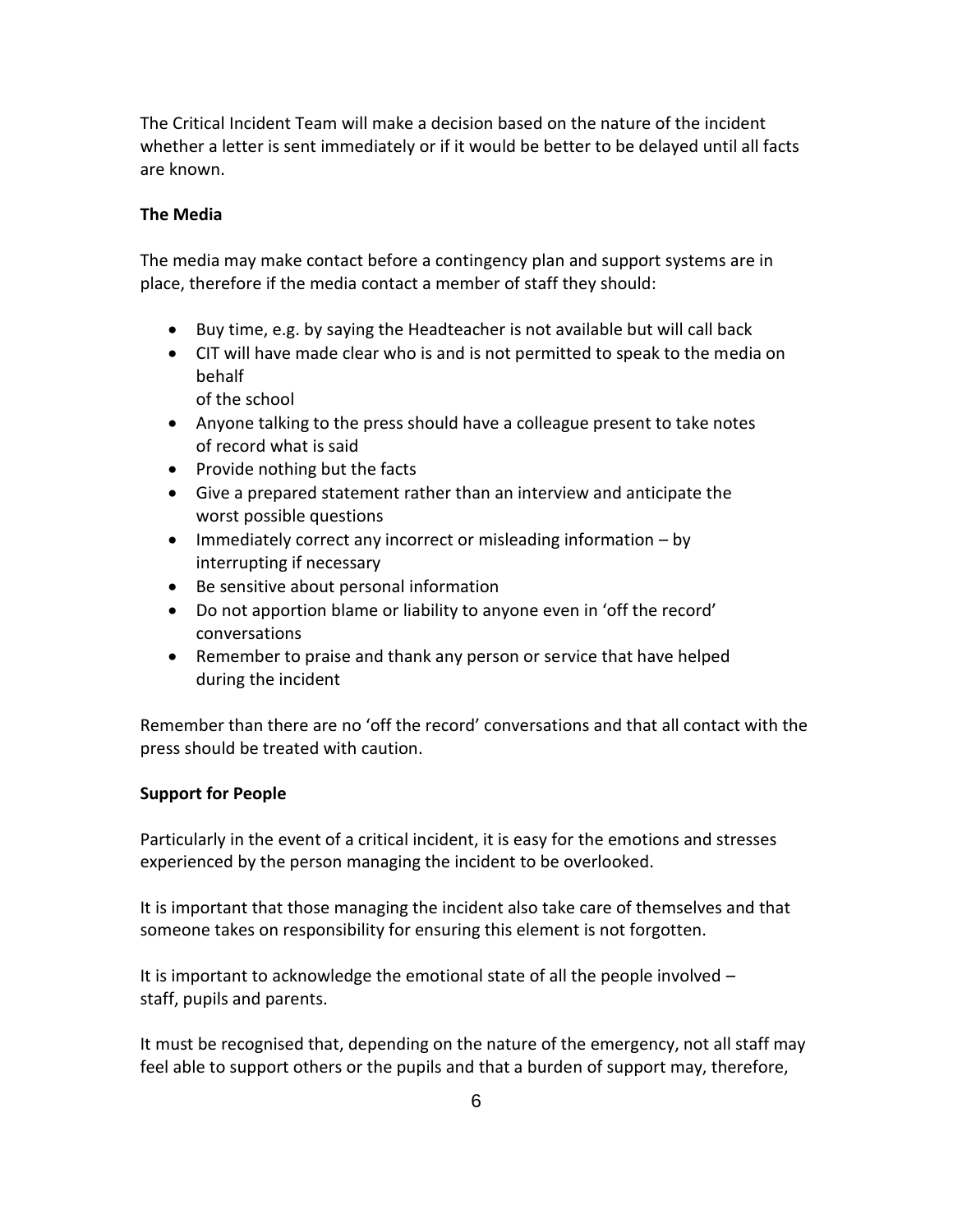The Critical Incident Team will make a decision based on the nature of the incident whether a letter is sent immediately or if it would be better to be delayed until all facts are known.

**The Media**

The media may make contact before a contingency plan and support systems are in place, therefore if the media contact a member of staff they should:

- Buy time, e.g. by saying the Headteacher is not available but will call back
- CIT will have made clear who is and is not permitted to speak to the media on behalf of the school
- Anyone talking to the press should have a colleague present to take notes of record what is said
- Provide nothing but the facts
- Give a prepared statement rather than an interview and anticipate the worst possible questions
- Immediately correct any incorrect or misleading information – by interrupting if necessary
- Be sensitive about personal information
- Do not apportion blame or liability to anyone even in 'off the record' conversations
- Remember to praise and thank any person or service that have helped during the incident

Remember than there are no 'off the record' conversations and that all contact with the press should be treated with caution.

**Support for People**

Particularly in the event of a critical incident, it is easy for the emotions and stresses experienced by the person managing the incident to be overlooked.

It is important that those managing the incident also take care of themselves and that someone takes on responsibility for ensuring this element is not forgotten.

It is important to acknowledge the emotional state of all the people involved – staff, pupils and parents.

It must be recognised that, depending on the nature of the emergency, not all staff may feel able to support others or the pupils and that a burden of support may, therefore,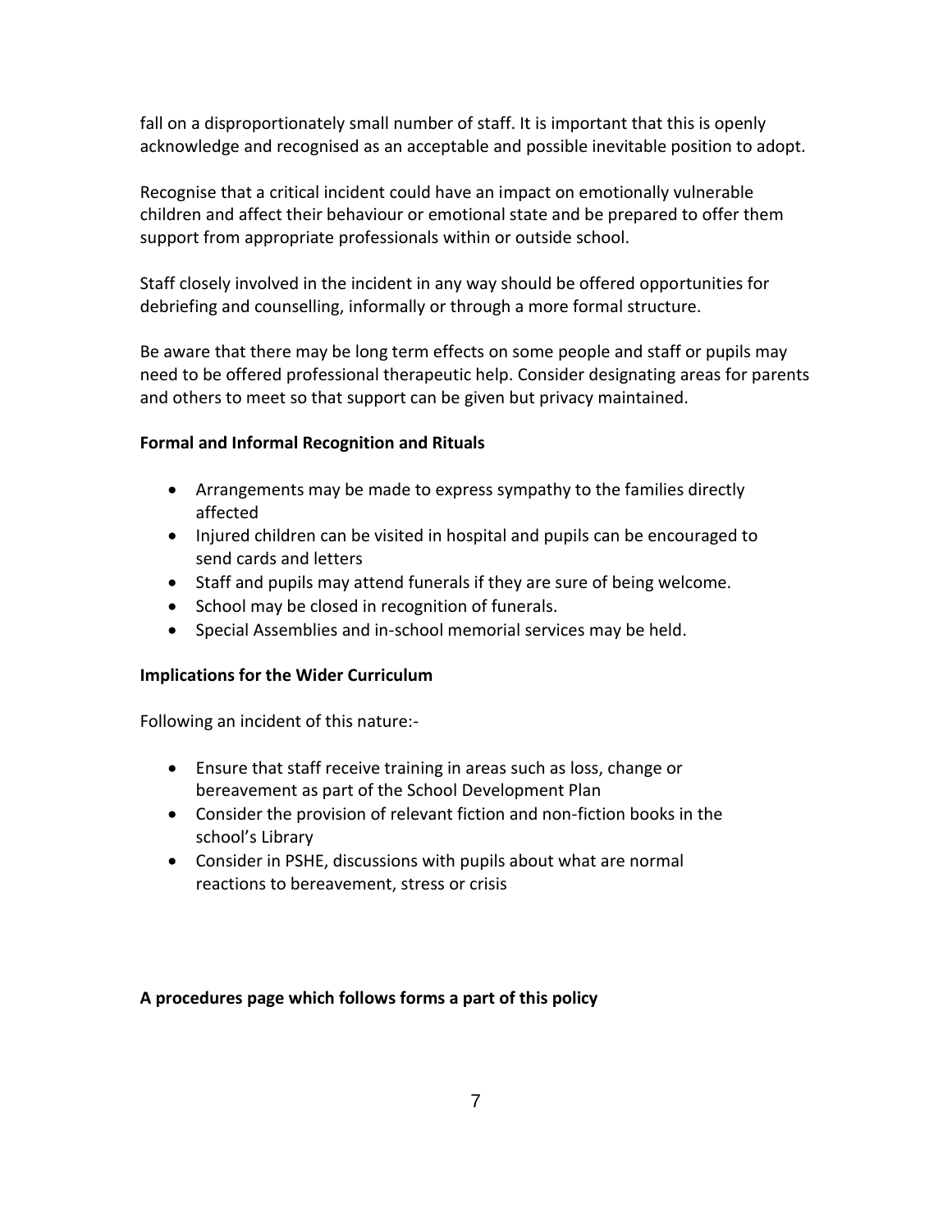fall on a disproportionately small number of staff. It is important that this is openly acknowledge and recognised as an acceptable and possible inevitable position to adopt.

Recognise that a critical incident could have an impact on emotionally vulnerable children and affect their behaviour or emotional state and be prepared to offer them support from appropriate professionals within or outside school.

Staff closely involved in the incident in any way should be offered opportunities for debriefing and counselling, informally or through a more formal structure.

Be aware that there may be long term effects on some people and staff or pupils may need to be offered professional therapeutic help. Consider designating areas for parents and others to meet so that support can be given but privacy maintained.

**Formal and Informal Recognition and Rituals**

- Arrangements may be made to express sympathy to the families directly affected
- Injured children can be visited in hospital and pupils can be encouraged to send cards and letters
- Staff and pupils may attend funerals if they are sure of being welcome.
- School may be closed in recognition of funerals.
- Special Assemblies and in-school memorial services may be held.

**Implications for the Wider Curriculum**

Following an incident of this nature:-

- Ensure that staff receive training in areas such as loss, change or bereavement as part of the School Development Plan
- Consider the provision of relevant fiction and non-fiction books in the school's Library
- Consider in PSHE, discussions with pupils about what are normal reactions to bereavement, stress or crisis

**A procedures page which follows forms a part of this policy**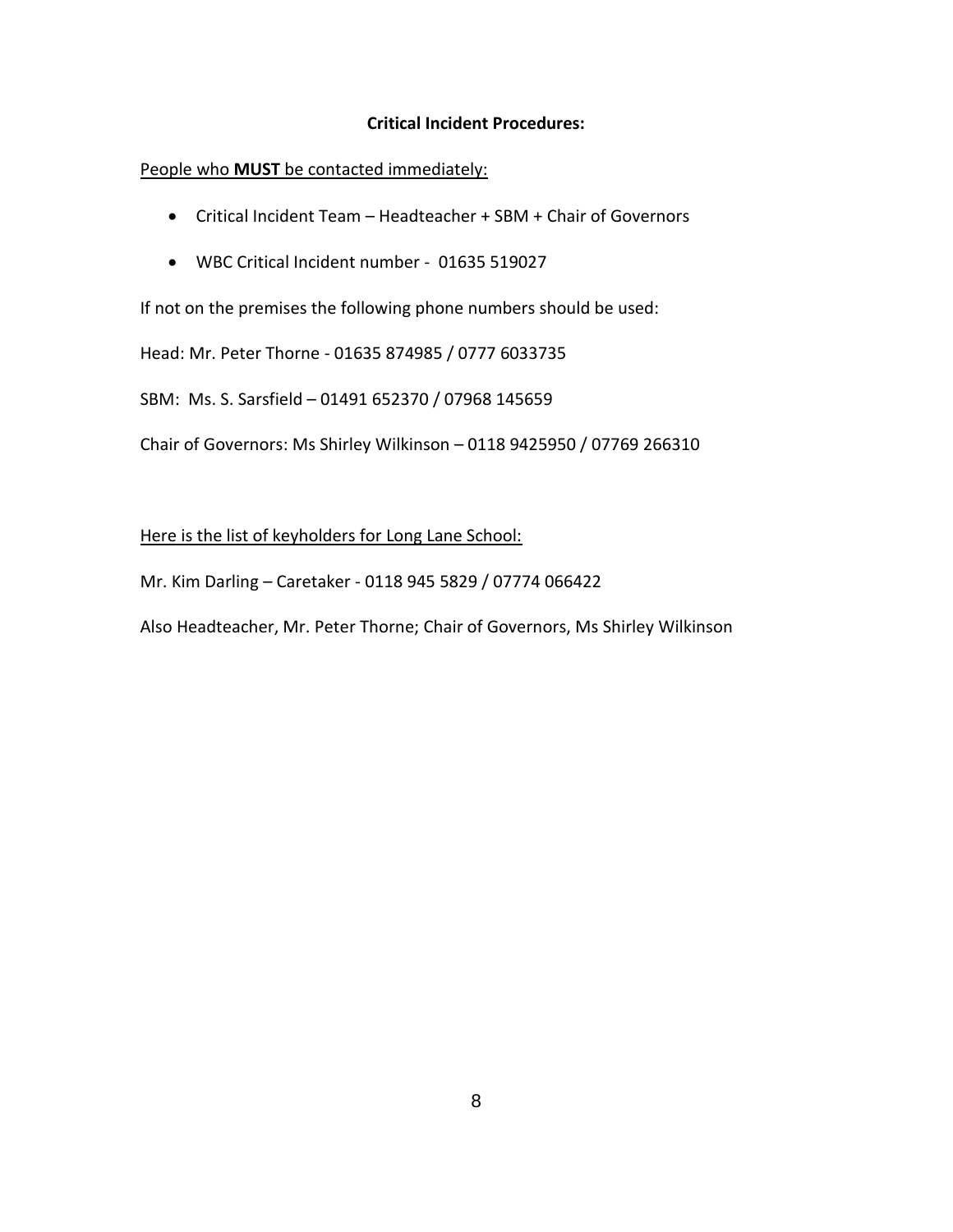**Critical Incident Procedures:**

People who **MUST** be contacted immediately:

- Critical Incident Team – Headteacher + SBM + Chair of Governors
- WBC Critical Incident number - 01635 519027

If not on the premises the following phone numbers should be used:

Head: Mr. Peter Thorne - 01635 874985 / 0777 6033735

SBM: Ms. S. Sarsfield – 01491 652370 / 07968 145659

Chair of Governors: Ms Shirley Wilkinson – 0118 9425950 / 07769 266310

Here is the list of keyholders for Long Lane School:

Mr. Kim Darling – Caretaker - 0118 945 5829 / 07774 066422

Also Headteacher, Mr. Peter Thorne; Chair of Governors, Ms Shirley Wilkinson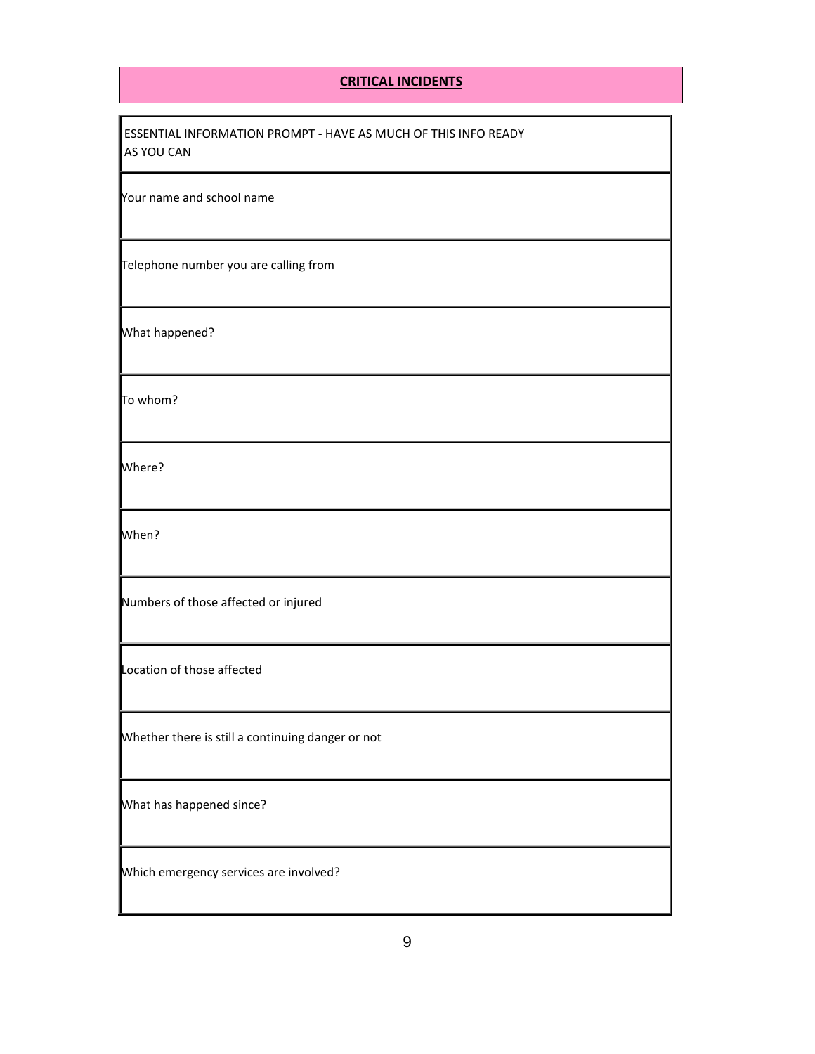## CRITICAL INCIDENTS

| ESSENTIAL INFORMATION PROMPT - HAVE AS MUCH OF THIS INFO READY AS YOU CAN |
|---|
| Your name and school name |
| Telephone number you are calling from |
| What happened? |
| To whom? |
| Where? |
| When? |
| Numbers of those affected or injured |
| Location of those affected |
| Whether there is still a continuing danger or not |
| What has happened since? |
| Which emergency services are involved? |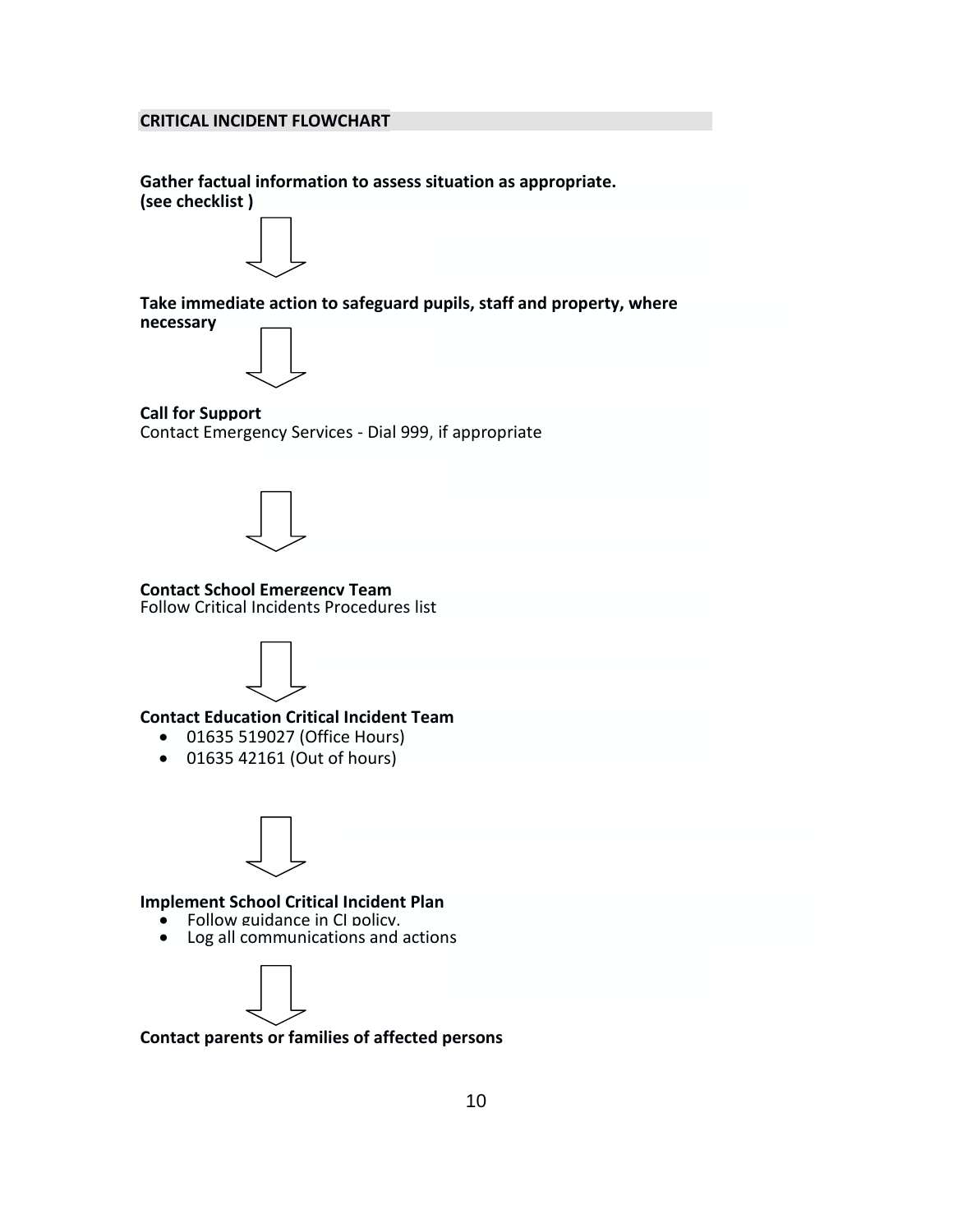## CRITICAL INCIDENT FLOWCHART

**Gather factual information to assess situation as appropriate. (see checklist )**

↓

**Take immediate action to safeguard pupils, staff and property, where necessary**

↓

**Call for Support**

Contact Emergency Services - Dial 999, if appropriate

↓

**Contact School Emergency Team**

Follow Critical Incidents Procedures list

↓

**Contact Education Critical Incident Team**

- 01635 519027 (Office Hours)
- 01635 42161 (Out of hours)

↓

**Implement School Critical Incident Plan**

- Follow guidance in CI policy.
- Log all communications and actions

↓

**Contact parents or families of affected persons**